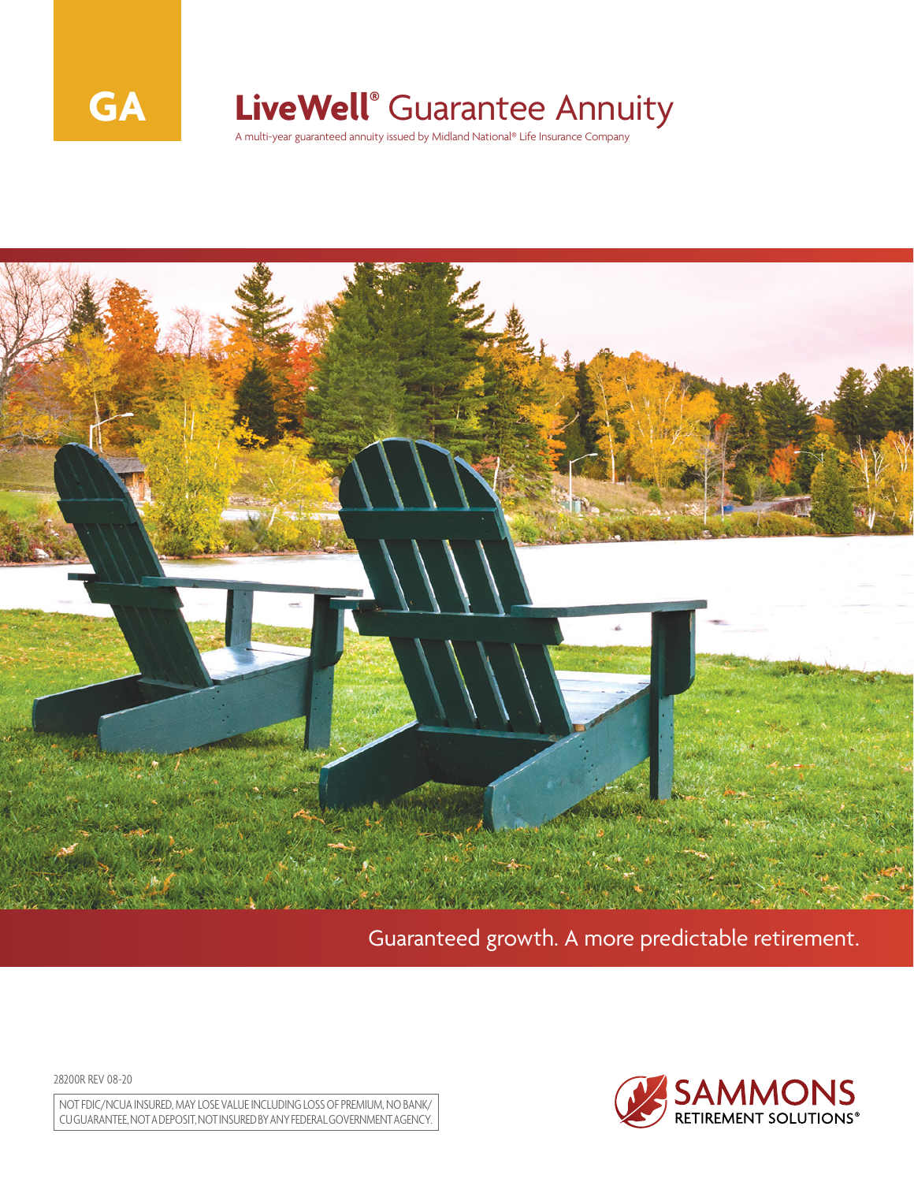GA

# LiveWell® Guarantee Annuity

A multi-year guaranteed annuity issued by Midland National® Life Insurance Company

Guaranteed growth. A more predictable retirement.

28200R REV 08-20

NOT FDIC/NCUA INSURED, MAY LOSE VALUE INCLUDING LOSS OF PREMIUM, NO BANK/CU GUARANTEE, NOT A DEPOSIT, NOT INSURED BY ANY FEDERAL GOVERNMENT AGENCY.

SAMMONS RETIREMENT SOLUTIONS®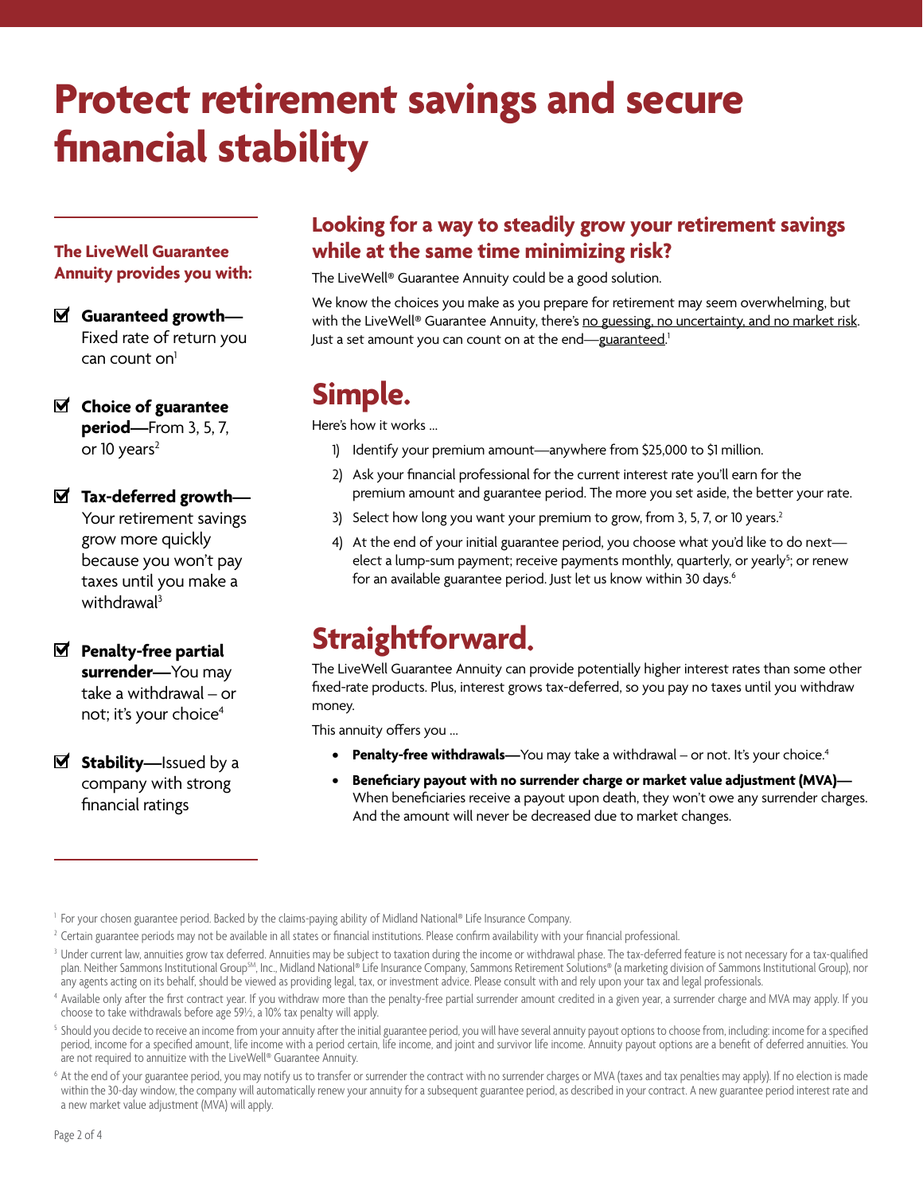# Protect retirement savings and secure financial stability

**The LiveWell Guarantee Annuity provides you with:**

- ☑ **Guaranteed growth—** Fixed rate of return you can count on[1]
- ☑ **Choice of guarantee period—** From 3, 5, 7, or 10 years[2]
- ☑ **Tax-deferred growth—** Your retirement savings grow more quickly because you won't pay taxes until you make a withdrawal[3]
- ☑ **Penalty-free partial surrender—** You may take a withdrawal – or not; it's your choice[4]
- ☑ **Stability—** Issued by a company with strong financial ratings

## Looking for a way to steadily grow your retirement savings while at the same time minimizing risk?

The LiveWell® Guarantee Annuity could be a good solution.

We know the choices you make as you prepare for retirement may seem overwhelming, but with the LiveWell® Guarantee Annuity, there's no guessing, no uncertainty, and no market risk. Just a set amount you can count on at the end—guaranteed.[1]

## Simple.

Here's how it works ...

1) Identify your premium amount—anywhere from $25,000 to $1 million.
2) Ask your financial professional for the current interest rate you'll earn for the premium amount and guarantee period. The more you set aside, the better your rate.
3) Select how long you want your premium to grow, from 3, 5, 7, or 10 years.[2]
4) At the end of your initial guarantee period, you choose what you'd like to do next—elect a lump-sum payment; receive payments monthly, quarterly, or yearly[5]; or renew for an available guarantee period. Just let us know within 30 days.[6]

## Straightforward.

The LiveWell Guarantee Annuity can provide potentially higher interest rates than some other fixed-rate products. Plus, interest grows tax-deferred, so you pay no taxes until you withdraw money.

This annuity offers you ...

- **Penalty-free withdrawals—** You may take a withdrawal – or not. It's your choice.[4]
- **Beneficiary payout with no surrender charge or market value adjustment (MVA)—** When beneficiaries receive a payout upon death, they won't owe any surrender charges. And the amount will never be decreased due to market changes.

[1] For your chosen guarantee period. Backed by the claims-paying ability of Midland National® Life Insurance Company.

[2] Certain guarantee periods may not be available in all states or financial institutions. Please confirm availability with your financial professional.

[3] Under current law, annuities grow tax deferred. Annuities may be subject to taxation during the income or withdrawal phase. The tax-deferred feature is not necessary for a tax-qualified plan. Neither Sammons Institutional Group℠, Inc., Midland National® Life Insurance Company, Sammons Retirement Solutions® (a marketing division of Sammons Institutional Group), nor any agents acting on its behalf, should be viewed as providing legal, tax, or investment advice. Please consult with and rely upon your tax and legal professionals.

[4] Available only after the first contract year. If you withdraw more than the penalty-free partial surrender amount credited in a given year, a surrender charge and MVA may apply. If you choose to take withdrawals before age 59½, a 10% tax penalty will apply.

[5] Should you decide to receive an income from your annuity after the initial guarantee period, you will have several annuity payout options to choose from, including: income for a specified period, income for a specified amount, life income with a period certain, life income, and joint and survivor life income. Annuity payout options are a benefit of deferred annuities. You are not required to annuitize with the LiveWell® Guarantee Annuity.

[6] At the end of your guarantee period, you may notify us to transfer or surrender the contract with no surrender charges or MVA (taxes and tax penalties may apply). If no election is made within the 30-day window, the company will automatically renew your annuity for a subsequent guarantee period, as described in your contract. A new guarantee period interest rate and a new market value adjustment (MVA) will apply.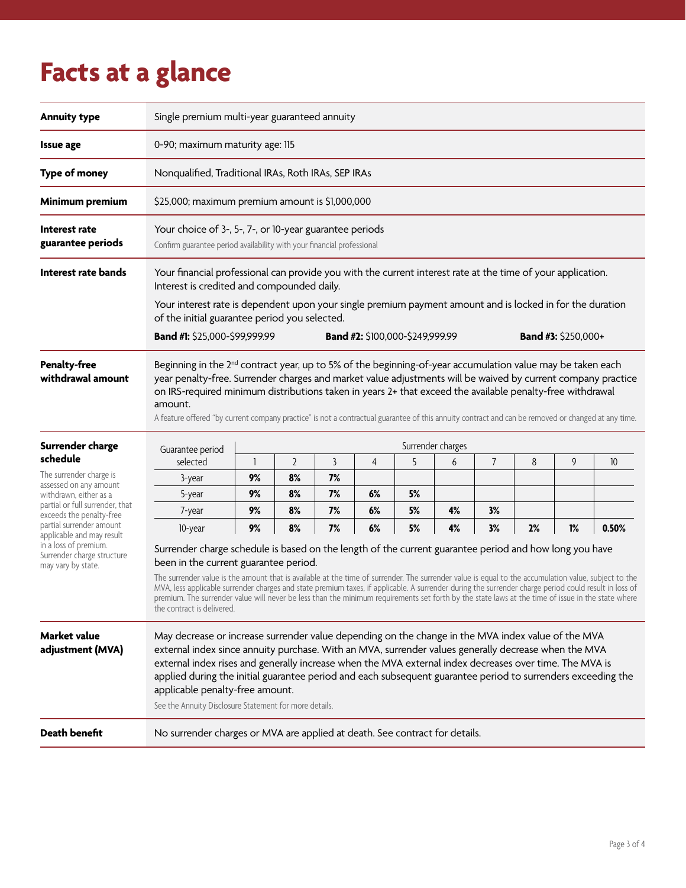# Facts at a glance

**Annuity type**

Single premium multi-year guaranteed annuity

**Issue age**

0-90; maximum maturity age: 115

**Type of money**

Nonqualified, Traditional IRAs, Roth IRAs, SEP IRAs

**Minimum premium**

$25,000; maximum premium amount is $1,000,000

**Interest rate guarantee periods**

Your choice of 3-, 5-, 7-, or 10-year guarantee periods

Confirm guarantee period availability with your financial professional

**Interest rate bands**

Your financial professional can provide you with the current interest rate at the time of your application. Interest is credited and compounded daily.

Your interest rate is dependent upon your single premium payment amount and is locked in for the duration of the initial guarantee period you selected.

**Band #1:** $25,000-$99,999.99 **Band #2:** $100,000-$249,999.99 **Band #3:** $250,000+

**Penalty-free withdrawal amount**

Beginning in the 2nd contract year, up to 5% of the beginning-of-year accumulation value may be taken each year penalty-free. Surrender charges and market value adjustments will be waived by current company practice on IRS-required minimum distributions taken in years 2+ that exceed the available penalty-free withdrawal amount.

A feature offered "by current company practice" is not a contractual guarantee of this annuity contract and can be removed or changed at any time.

**Surrender charge schedule**

The surrender charge is assessed on any amount withdrawn, either as a partial or full surrender, that exceeds the penalty-free partial surrender amount applicable and may result in a loss of premium. Surrender charge structure may vary by state.

| Guarantee period selected | Surrender charges | | | | | | | | | |
|---|---|---|---|---|---|---|---|---|---|---|
| | 1 | 2 | 3 | 4 | 5 | 6 | 7 | 8 | 9 | 10 |
| 3-year | **9%** | **8%** | **7%** | | | | | | | |
| 5-year | **9%** | **8%** | **7%** | **6%** | **5%** | | | | | |
| 7-year | **9%** | **8%** | **7%** | **6%** | **5%** | **4%** | **3%** | | | |
| 10-year | **9%** | **8%** | **7%** | **6%** | **5%** | **4%** | **3%** | **2%** | **1%** | **0.50%** |

Surrender charge schedule is based on the length of the current guarantee period and how long you have been in the current guarantee period.

The surrender value is the amount that is available at the time of surrender. The surrender value is equal to the accumulation value, subject to the MVA, less applicable surrender charges and state premium taxes, if applicable. A surrender during the surrender charge period could result in loss of premium. The surrender value will never be less than the minimum requirements set forth by the state laws at the time of issue in the state where the contract is delivered.

**Market value adjustment (MVA)**

May decrease or increase surrender value depending on the change in the MVA index value of the MVA external index since annuity purchase. With an MVA, surrender values generally decrease when the MVA external index rises and generally increase when the MVA external index decreases over time. The MVA is applied during the initial guarantee period and each subsequent guarantee period to surrenders exceeding the applicable penalty-free amount.

See the Annuity Disclosure Statement for more details.

**Death benefit**

No surrender charges or MVA are applied at death. See contract for details.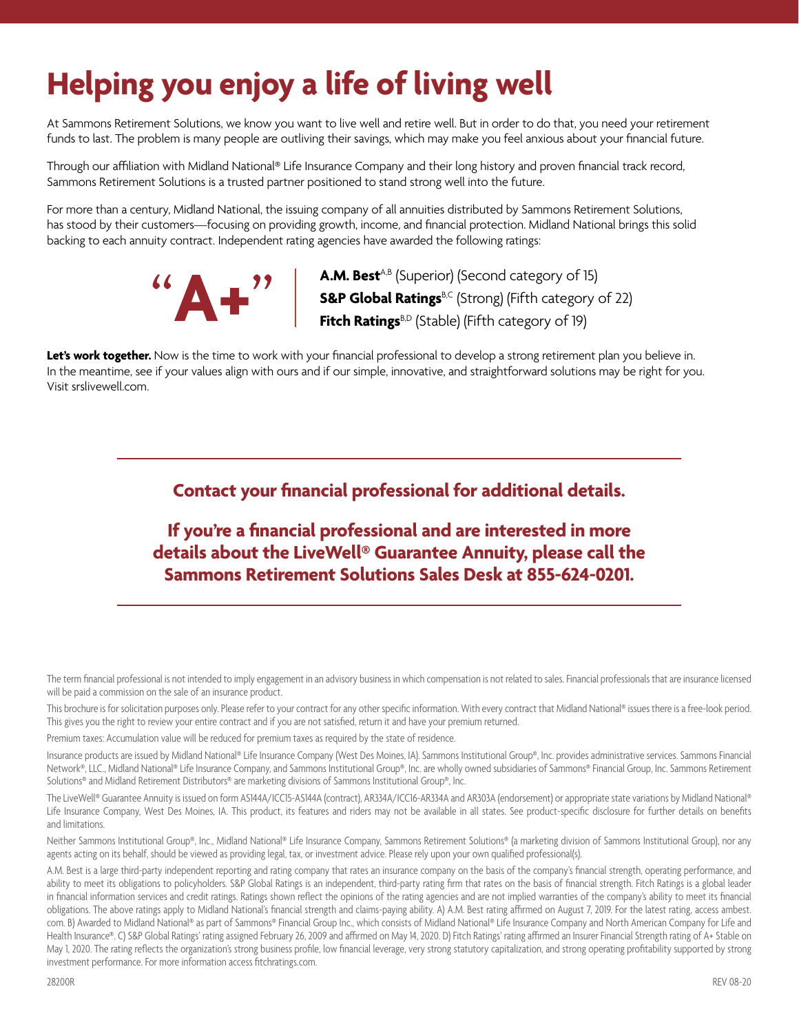# Helping you enjoy a life of living well

At Sammons Retirement Solutions, we know you want to live well and retire well. But in order to do that, you need your retirement funds to last. The problem is many people are outliving their savings, which may make you feel anxious about your financial future.

Through our affiliation with Midland National® Life Insurance Company and their long history and proven financial track record, Sammons Retirement Solutions is a trusted partner positioned to stand strong well into the future.

For more than a century, Midland National, the issuing company of all annuities distributed by Sammons Retirement Solutions, has stood by their customers—focusing on providing growth, income, and financial protection. Midland National brings this solid backing to each annuity contract. Independent rating agencies have awarded the following ratings:

**"A+"**

**A.M. Best**[A,B] (Superior) (Second category of 15)
**S&P Global Ratings**[B,C] (Strong) (Fifth category of 22)
**Fitch Ratings**[B,D] (Stable) (Fifth category of 19)

**Let's work together.** Now is the time to work with your financial professional to develop a strong retirement plan you believe in. In the meantime, see if your values align with ours and if our simple, innovative, and straightforward solutions may be right for you. Visit srslivewell.com.

---

**Contact your financial professional for additional details.**

**If you're a financial professional and are interested in more details about the LiveWell® Guarantee Annuity, please call the Sammons Retirement Solutions Sales Desk at 855-624-0201.**

---

The term financial professional is not intended to imply engagement in an advisory business in which compensation is not related to sales. Financial professionals that are insurance licensed will be paid a commission on the sale of an insurance product.

This brochure is for solicitation purposes only. Please refer to your contract for any other specific information. With every contract that Midland National® issues there is a free-look period. This gives you the right to review your entire contract and if you are not satisfied, return it and have your premium returned.

Premium taxes: Accumulation value will be reduced for premium taxes as required by the state of residence.

Insurance products are issued by Midland National® Life Insurance Company (West Des Moines, IA). Sammons Institutional Group®, Inc. provides administrative services. Sammons Financial Network®, LLC., Midland National® Life Insurance Company, and Sammons Institutional Group®, Inc. are wholly owned subsidiaries of Sammons® Financial Group, Inc. Sammons Retirement Solutions® and Midland Retirement Distributors® are marketing divisions of Sammons Institutional Group®, Inc.

The LiveWell® Guarantee Annuity is issued on form AS144A/ICC15-AS144A (contract), AR334A/ICC16-AR334A and AR303A (endorsement) or appropriate state variations by Midland National® Life Insurance Company, West Des Moines, IA. This product, its features and riders may not be available in all states. See product-specific disclosure for further details on benefits and limitations.

Neither Sammons Institutional Group®, Inc., Midland National® Life Insurance Company, Sammons Retirement Solutions® (a marketing division of Sammons Institutional Group), nor any agents acting on its behalf, should be viewed as providing legal, tax, or investment advice. Please rely upon your own qualified professional(s).

A.M. Best is a large third-party independent reporting and rating company that rates an insurance company on the basis of the company's financial strength, operating performance, and ability to meet its obligations to policyholders. S&P Global Ratings is an independent, third-party rating firm that rates on the basis of financial strength. Fitch Ratings is a global leader in financial information services and credit ratings. Ratings shown reflect the opinions of the rating agencies and are not implied warranties of the company's ability to meet its financial obligations. The above ratings apply to Midland National's financial strength and claims-paying ability. A) A.M. Best rating affirmed on August 7, 2019. For the latest rating, access ambest.com. B) Awarded to Midland National® as part of Sammons® Financial Group Inc., which consists of Midland National® Life Insurance Company and North American Company for Life and Health Insurance®. C) S&P Global Ratings' rating assigned February 26, 2009 and affirmed on May 14, 2020. D) Fitch Ratings' rating affirmed an Insurer Financial Strength rating of A+ Stable on May 1, 2020. The rating reflects the organization's strong business profile, low financial leverage, very strong statutory capitalization, and strong operating profitability supported by strong investment performance. For more information access fitchratings.com.

28200R REV 08-20